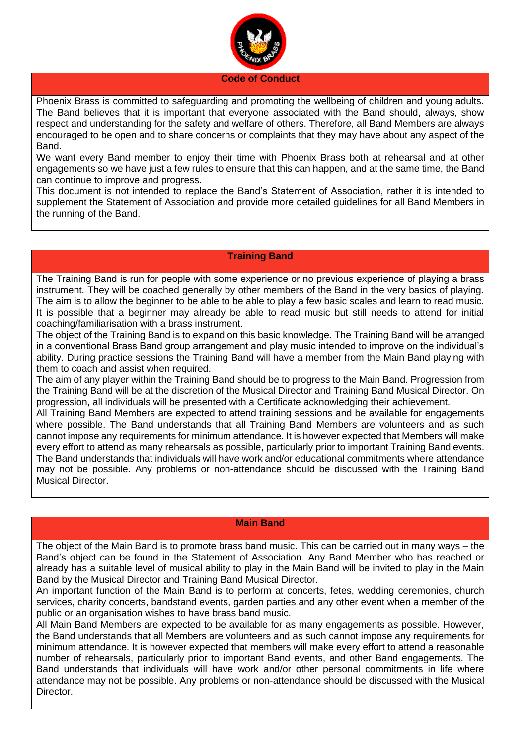## Code of Conduct

Phoenix Brass is committed to safeguarding and promoting the wellbeing of children and young adults. The Band believes that it is important that everyone associated with the Band should, always, show respect and understanding for the safety and welfare of others. Therefore, all Band Members are always encouraged to be open and to share concerns or complaints that they may have about any aspect of the Band.

We want every Band member to enjoy their time with Phoenix Brass both at rehearsal and at other engagements so we have just a few rules to ensure that this can happen, and at the same time, the Band can continue to improve and progress.

This document is not intended to replace the Band's Statement of Association, rather it is intended to supplement the Statement of Association and provide more detailed guidelines for all Band Members in the running of the Band.

## Training Band

The Training Band is run for people with some experience or no previous experience of playing a brass instrument. They will be coached generally by other members of the Band in the very basics of playing. The aim is to allow the beginner to be able to be able to play a few basic scales and learn to read music. It is possible that a beginner may already be able to read music but still needs to attend for initial coaching/familiarisation with a brass instrument.

The object of the Training Band is to expand on this basic knowledge. The Training Band will be arranged in a conventional Brass Band group arrangement and play music intended to improve on the individual's ability. During practice sessions the Training Band will have a member from the Main Band playing with them to coach and assist when required.

The aim of any player within the Training Band should be to progress to the Main Band. Progression from the Training Band will be at the discretion of the Musical Director and Training Band Musical Director. On progression, all individuals will be presented with a Certificate acknowledging their achievement.

All Training Band Members are expected to attend training sessions and be available for engagements where possible. The Band understands that all Training Band Members are volunteers and as such cannot impose any requirements for minimum attendance. It is however expected that Members will make every effort to attend as many rehearsals as possible, particularly prior to important Training Band events. The Band understands that individuals will have work and/or educational commitments where attendance may not be possible. Any problems or non-attendance should be discussed with the Training Band Musical Director.

## Main Band

The object of the Main Band is to promote brass band music. This can be carried out in many ways – the Band's object can be found in the Statement of Association. Any Band Member who has reached or already has a suitable level of musical ability to play in the Main Band will be invited to play in the Main Band by the Musical Director and Training Band Musical Director.

An important function of the Main Band is to perform at concerts, fetes, wedding ceremonies, church services, charity concerts, bandstand events, garden parties and any other event when a member of the public or an organisation wishes to have brass band music.

All Main Band Members are expected to be available for as many engagements as possible. However, the Band understands that all Members are volunteers and as such cannot impose any requirements for minimum attendance. It is however expected that members will make every effort to attend a reasonable number of rehearsals, particularly prior to important Band events, and other Band engagements. The Band understands that individuals will have work and/or other personal commitments in life where attendance may not be possible. Any problems or non-attendance should be discussed with the Musical Director.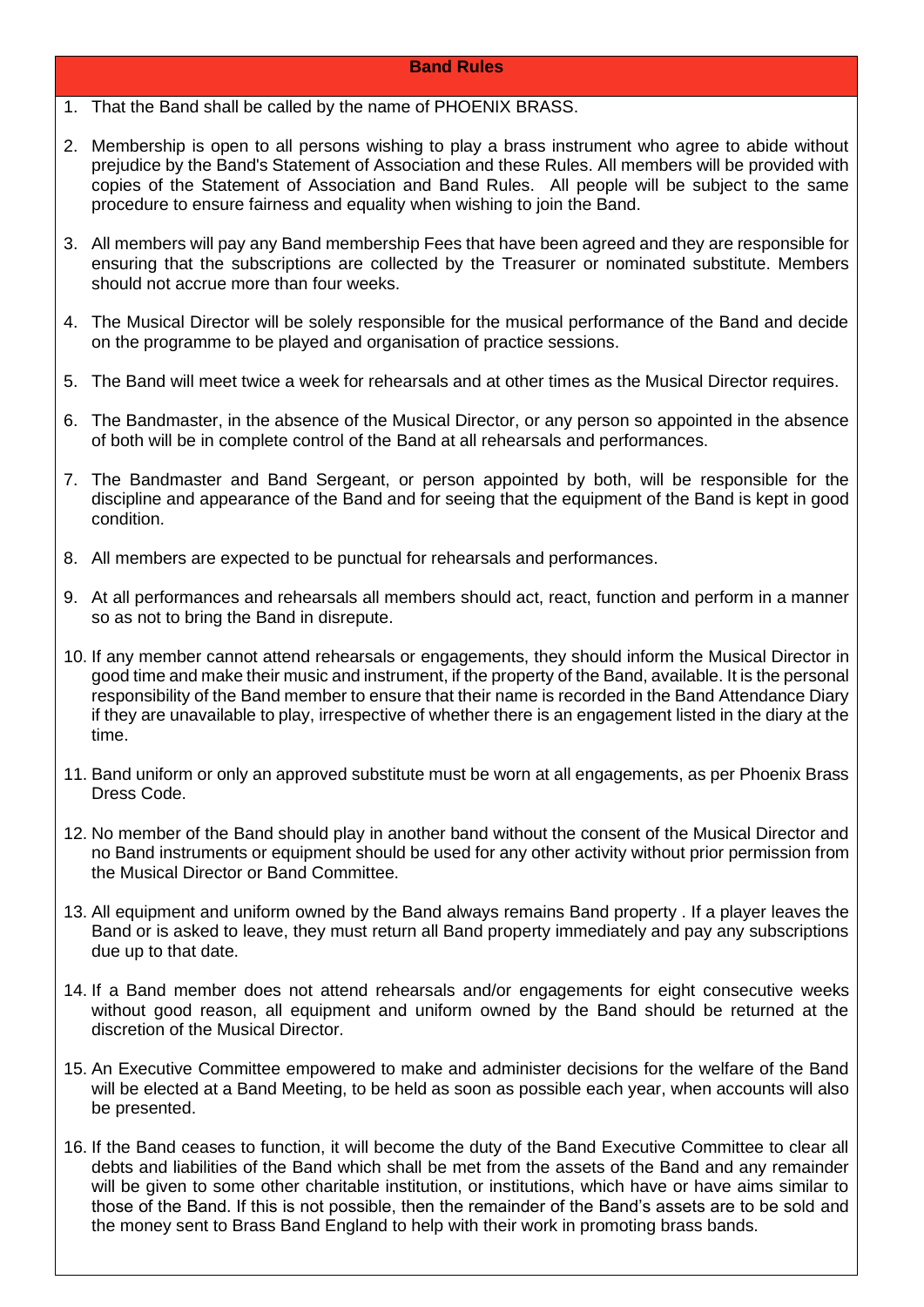## Band Rules

1. That the Band shall be called by the name of PHOENIX BRASS.
2. Membership is open to all persons wishing to play a brass instrument who agree to abide without prejudice by the Band's Statement of Association and these Rules. All members will be provided with copies of the Statement of Association and Band Rules. All people will be subject to the same procedure to ensure fairness and equality when wishing to join the Band.
3. All members will pay any Band membership Fees that have been agreed and they are responsible for ensuring that the subscriptions are collected by the Treasurer or nominated substitute. Members should not accrue more than four weeks.
4. The Musical Director will be solely responsible for the musical performance of the Band and decide on the programme to be played and organisation of practice sessions.
5. The Band will meet twice a week for rehearsals and at other times as the Musical Director requires.
6. The Bandmaster, in the absence of the Musical Director, or any person so appointed in the absence of both will be in complete control of the Band at all rehearsals and performances.
7. The Bandmaster and Band Sergeant, or person appointed by both, will be responsible for the discipline and appearance of the Band and for seeing that the equipment of the Band is kept in good condition.
8. All members are expected to be punctual for rehearsals and performances.
9. At all performances and rehearsals all members should act, react, function and perform in a manner so as not to bring the Band in disrepute.
10. If any member cannot attend rehearsals or engagements, they should inform the Musical Director in good time and make their music and instrument, if the property of the Band, available. It is the personal responsibility of the Band member to ensure that their name is recorded in the Band Attendance Diary if they are unavailable to play, irrespective of whether there is an engagement listed in the diary at the time.
11. Band uniform or only an approved substitute must be worn at all engagements, as per Phoenix Brass Dress Code.
12. No member of the Band should play in another band without the consent of the Musical Director and no Band instruments or equipment should be used for any other activity without prior permission from the Musical Director or Band Committee.
13. All equipment and uniform owned by the Band always remains Band property . If a player leaves the Band or is asked to leave, they must return all Band property immediately and pay any subscriptions due up to that date.
14. If a Band member does not attend rehearsals and/or engagements for eight consecutive weeks without good reason, all equipment and uniform owned by the Band should be returned at the discretion of the Musical Director.
15. An Executive Committee empowered to make and administer decisions for the welfare of the Band will be elected at a Band Meeting, to be held as soon as possible each year, when accounts will also be presented.
16. If the Band ceases to function, it will become the duty of the Band Executive Committee to clear all debts and liabilities of the Band which shall be met from the assets of the Band and any remainder will be given to some other charitable institution, or institutions, which have or have aims similar to those of the Band. If this is not possible, then the remainder of the Band's assets are to be sold and the money sent to Brass Band England to help with their work in promoting brass bands.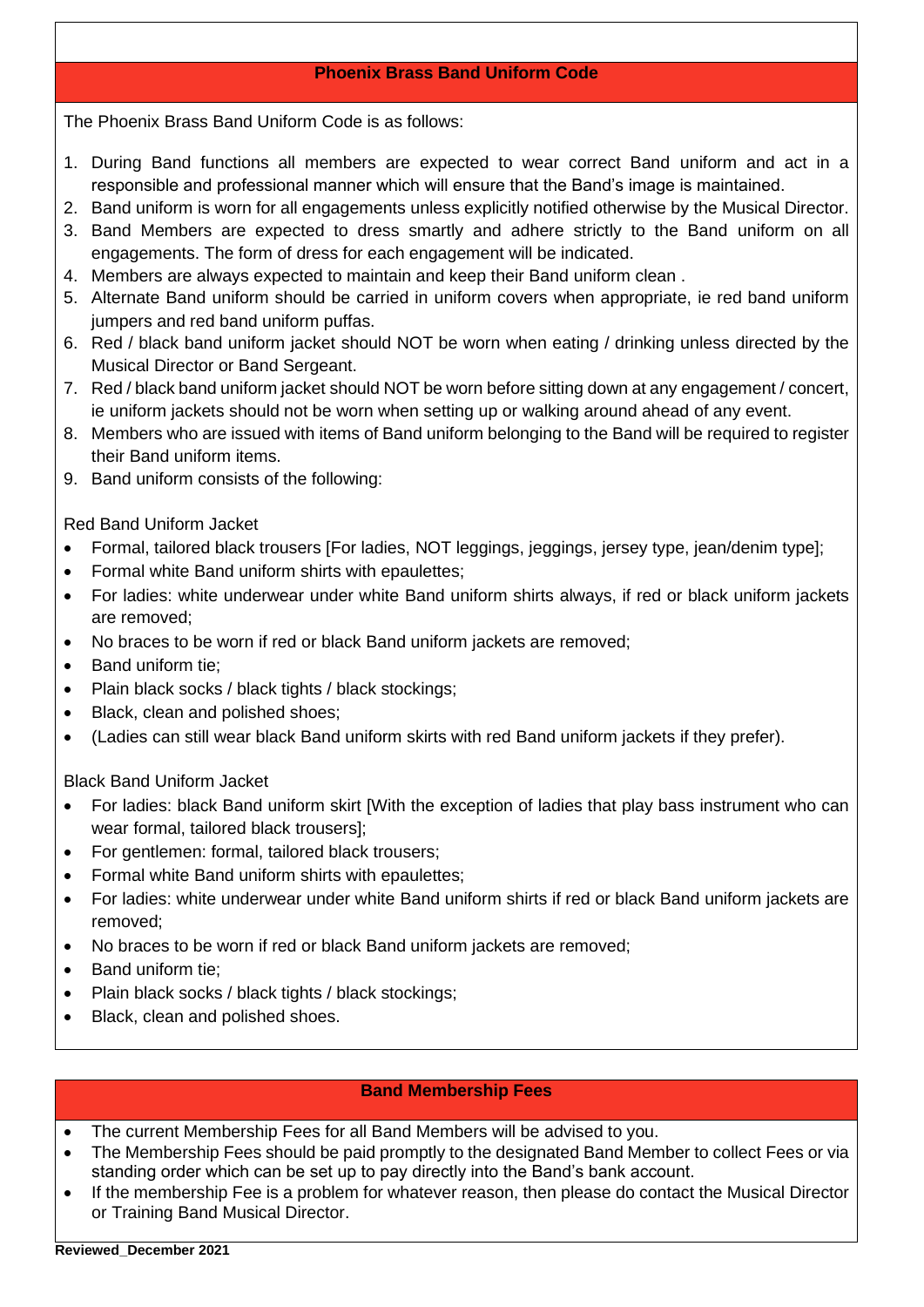## Phoenix Brass Band Uniform Code

The Phoenix Brass Band Uniform Code is as follows:

1. During Band functions all members are expected to wear correct Band uniform and act in a responsible and professional manner which will ensure that the Band's image is maintained.
2. Band uniform is worn for all engagements unless explicitly notified otherwise by the Musical Director.
3. Band Members are expected to dress smartly and adhere strictly to the Band uniform on all engagements. The form of dress for each engagement will be indicated.
4. Members are always expected to maintain and keep their Band uniform clean .
5. Alternate Band uniform should be carried in uniform covers when appropriate, ie red band uniform jumpers and red band uniform puffas.
6. Red / black band uniform jacket should NOT be worn when eating / drinking unless directed by the Musical Director or Band Sergeant.
7. Red / black band uniform jacket should NOT be worn before sitting down at any engagement / concert, ie uniform jackets should not be worn when setting up or walking around ahead of any event.
8. Members who are issued with items of Band uniform belonging to the Band will be required to register their Band uniform items.
9. Band uniform consists of the following:

Red Band Uniform Jacket

- Formal, tailored black trousers [For ladies, NOT leggings, jeggings, jersey type, jean/denim type];
- Formal white Band uniform shirts with epaulettes;
- For ladies: white underwear under white Band uniform shirts always, if red or black uniform jackets are removed;
- No braces to be worn if red or black Band uniform jackets are removed;
- Band uniform tie;
- Plain black socks / black tights / black stockings;
- Black, clean and polished shoes;
- (Ladies can still wear black Band uniform skirts with red Band uniform jackets if they prefer).

Black Band Uniform Jacket

- For ladies: black Band uniform skirt [With the exception of ladies that play bass instrument who can wear formal, tailored black trousers];
- For gentlemen: formal, tailored black trousers;
- Formal white Band uniform shirts with epaulettes;
- For ladies: white underwear under white Band uniform shirts if red or black Band uniform jackets are removed;
- No braces to be worn if red or black Band uniform jackets are removed;
- Band uniform tie;
- Plain black socks / black tights / black stockings;
- Black, clean and polished shoes.

## Band Membership Fees

- The current Membership Fees for all Band Members will be advised to you.
- The Membership Fees should be paid promptly to the designated Band Member to collect Fees or via standing order which can be set up to pay directly into the Band's bank account.
- If the membership Fee is a problem for whatever reason, then please do contact the Musical Director or Training Band Musical Director.

**Reviewed_December 2021**